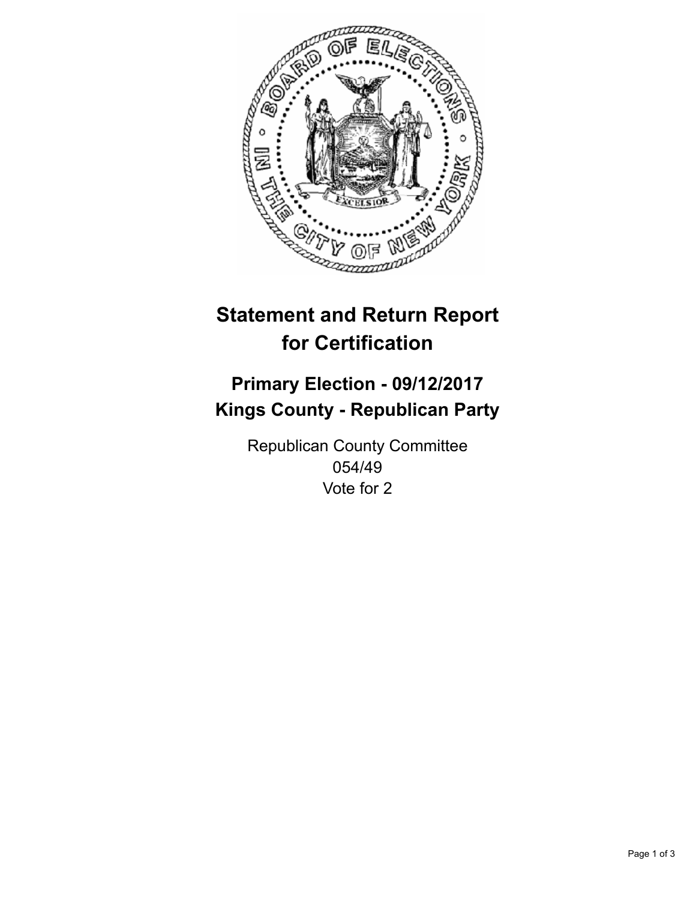# Statement and Return Report for Certification

## Primary Election - 09/12/2017
## Kings County - Republican Party

Republican County Committee
054/49
Vote for 2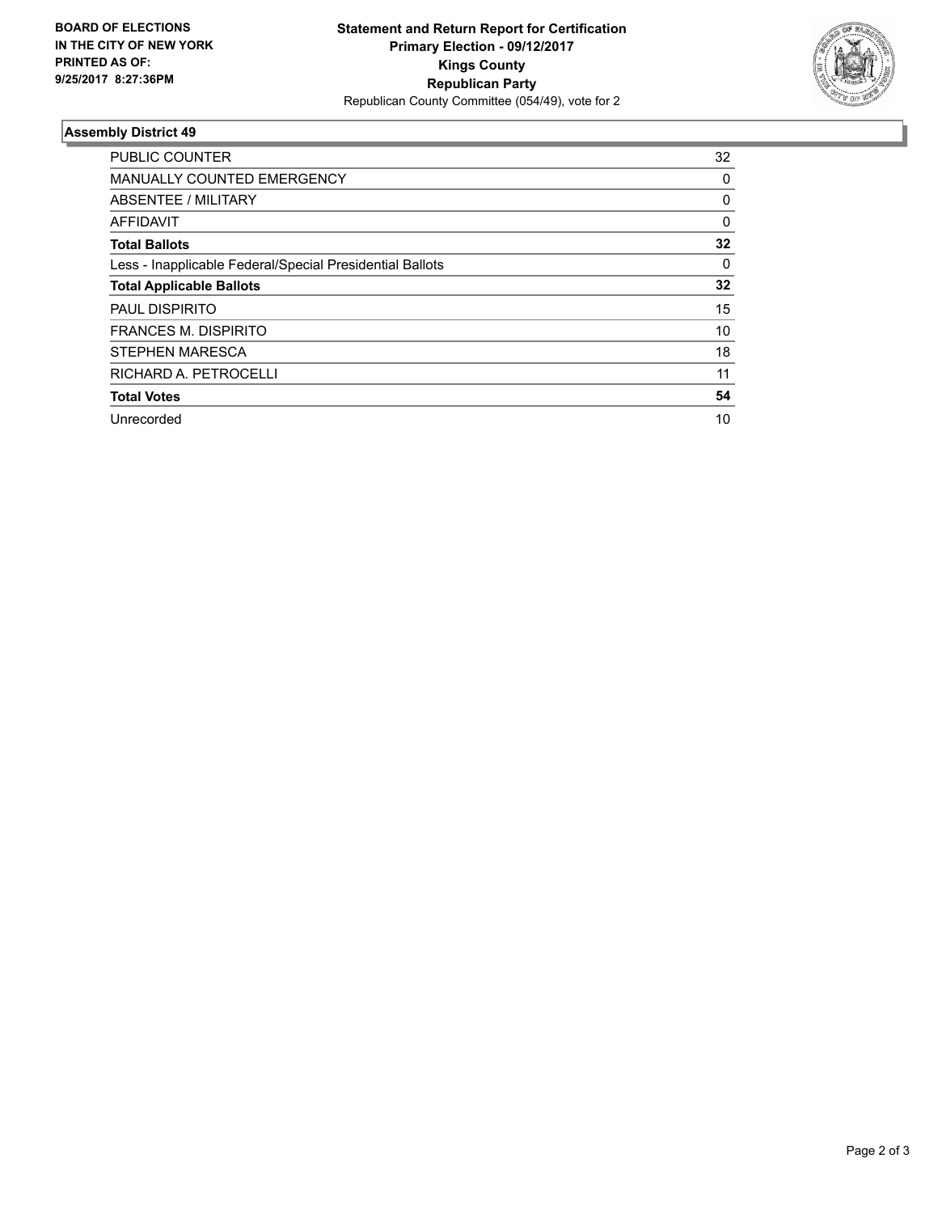**BOARD OF ELECTIONS**
**IN THE CITY OF NEW YORK**
**PRINTED AS OF:**
**9/25/2017 8:27:36PM**

**Statement and Return Report for Certification**
**Primary Election - 09/12/2017**
**Kings County**
**Republican Party**
Republican County Committee (054/49), vote for 2

## Assembly District 49

| | |
|---|---|
| PUBLIC COUNTER | 32 |
| MANUALLY COUNTED EMERGENCY | 0 |
| ABSENTEE / MILITARY | 0 |
| AFFIDAVIT | 0 |
| **Total Ballots** | **32** |
| Less - Inapplicable Federal/Special Presidential Ballots | 0 |
| **Total Applicable Ballots** | **32** |
| PAUL DISPIRITO | 15 |
| FRANCES M. DISPIRITO | 10 |
| STEPHEN MARESCA | 18 |
| RICHARD A. PETROCELLI | 11 |
| **Total Votes** | **54** |
| Unrecorded | 10 |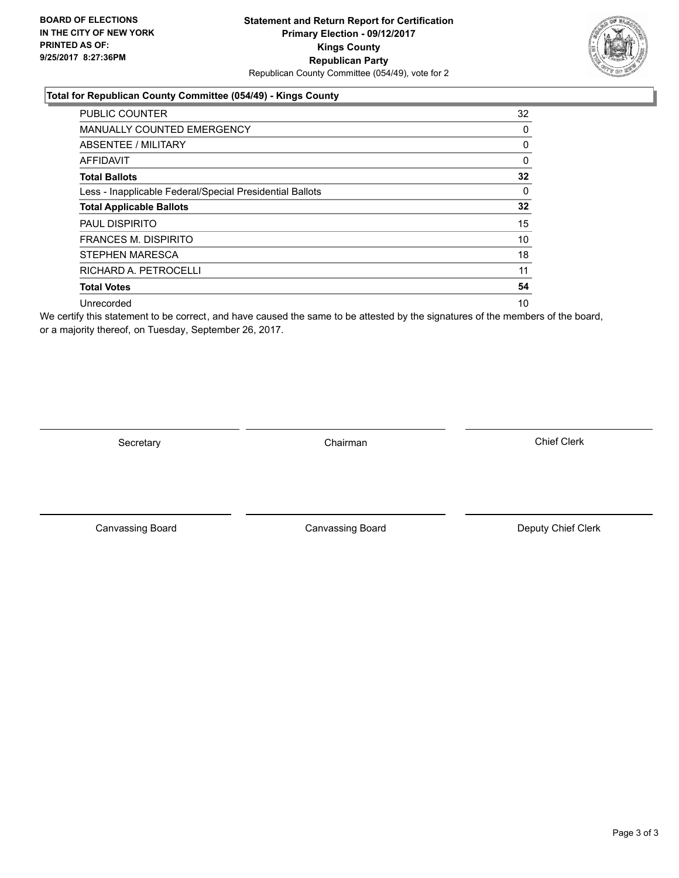**BOARD OF ELECTIONS IN THE CITY OF NEW YORK PRINTED AS OF: 9/25/2017 8:27:36PM**

**Statement and Return Report for Certification**
**Primary Election - 09/12/2017**
**Kings County**
**Republican Party**
Republican County Committee (054/49), vote for 2

**Total for Republican County Committee (054/49) - Kings County**

| | |
|---|---|
| PUBLIC COUNTER | 32 |
| MANUALLY COUNTED EMERGENCY | 0 |
| ABSENTEE / MILITARY | 0 |
| AFFIDAVIT | 0 |
| **Total Ballots** | **32** |
| Less - Inapplicable Federal/Special Presidential Ballots | 0 |
| **Total Applicable Ballots** | **32** |
| PAUL DISPIRITO | 15 |
| FRANCES M. DISPIRITO | 10 |
| STEPHEN MARESCA | 18 |
| RICHARD A. PETROCELLI | 11 |
| **Total Votes** | **54** |
| Unrecorded | 10 |

We certify this statement to be correct, and have caused the same to be attested by the signatures of the members of the board, or a majority thereof, on Tuesday, September 26, 2017.

Secretary

Chairman

Chief Clerk

Canvassing Board

Canvassing Board

Deputy Chief Clerk